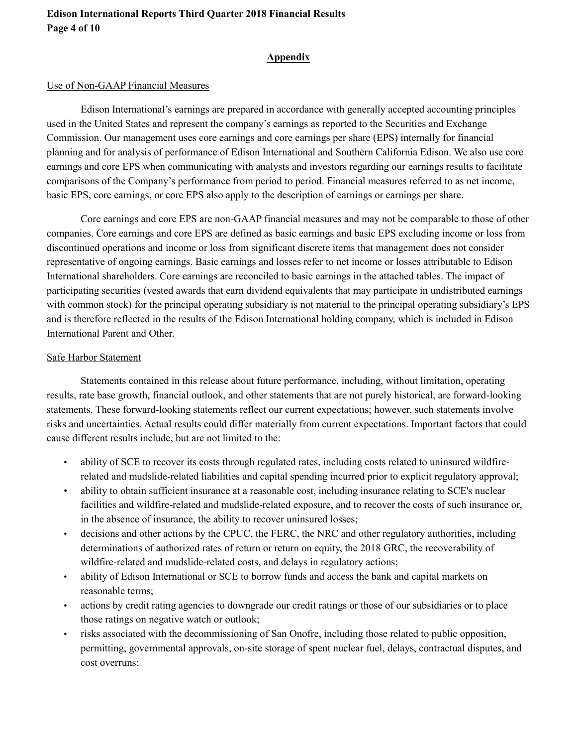## Appendix

Use of Non-GAAP Financial Measures

Edison International's earnings are prepared in accordance with generally accepted accounting principles used in the United States and represent the company's earnings as reported to the Securities and Exchange Commission. Our management uses core earnings and core earnings per share (EPS) internally for financial planning and for analysis of performance of Edison International and Southern California Edison. We also use core earnings and core EPS when communicating with analysts and investors regarding our earnings results to facilitate comparisons of the Company's performance from period to period. Financial measures referred to as net income, basic EPS, core earnings, or core EPS also apply to the description of earnings or earnings per share.

Core earnings and core EPS are non-GAAP financial measures and may not be comparable to those of other companies. Core earnings and core EPS are defined as basic earnings and basic EPS excluding income or loss from discontinued operations and income or loss from significant discrete items that management does not consider representative of ongoing earnings. Basic earnings and losses refer to net income or losses attributable to Edison International shareholders. Core earnings are reconciled to basic earnings in the attached tables. The impact of participating securities (vested awards that earn dividend equivalents that may participate in undistributed earnings with common stock) for the principal operating subsidiary is not material to the principal operating subsidiary's EPS and is therefore reflected in the results of the Edison International holding company, which is included in Edison International Parent and Other.

Safe Harbor Statement

Statements contained in this release about future performance, including, without limitation, operating results, rate base growth, financial outlook, and other statements that are not purely historical, are forward-looking statements. These forward-looking statements reflect our current expectations; however, such statements involve risks and uncertainties. Actual results could differ materially from current expectations. Important factors that could cause different results include, but are not limited to the:

- ability of SCE to recover its costs through regulated rates, including costs related to uninsured wildfire-related and mudslide-related liabilities and capital spending incurred prior to explicit regulatory approval;
- ability to obtain sufficient insurance at a reasonable cost, including insurance relating to SCE's nuclear facilities and wildfire-related and mudslide-related exposure, and to recover the costs of such insurance or, in the absence of insurance, the ability to recover uninsured losses;
- decisions and other actions by the CPUC, the FERC, the NRC and other regulatory authorities, including determinations of authorized rates of return or return on equity, the 2018 GRC, the recoverability of wildfire-related and mudslide-related costs, and delays in regulatory actions;
- ability of Edison International or SCE to borrow funds and access the bank and capital markets on reasonable terms;
- actions by credit rating agencies to downgrade our credit ratings or those of our subsidiaries or to place those ratings on negative watch or outlook;
- risks associated with the decommissioning of San Onofre, including those related to public opposition, permitting, governmental approvals, on-site storage of spent nuclear fuel, delays, contractual disputes, and cost overruns;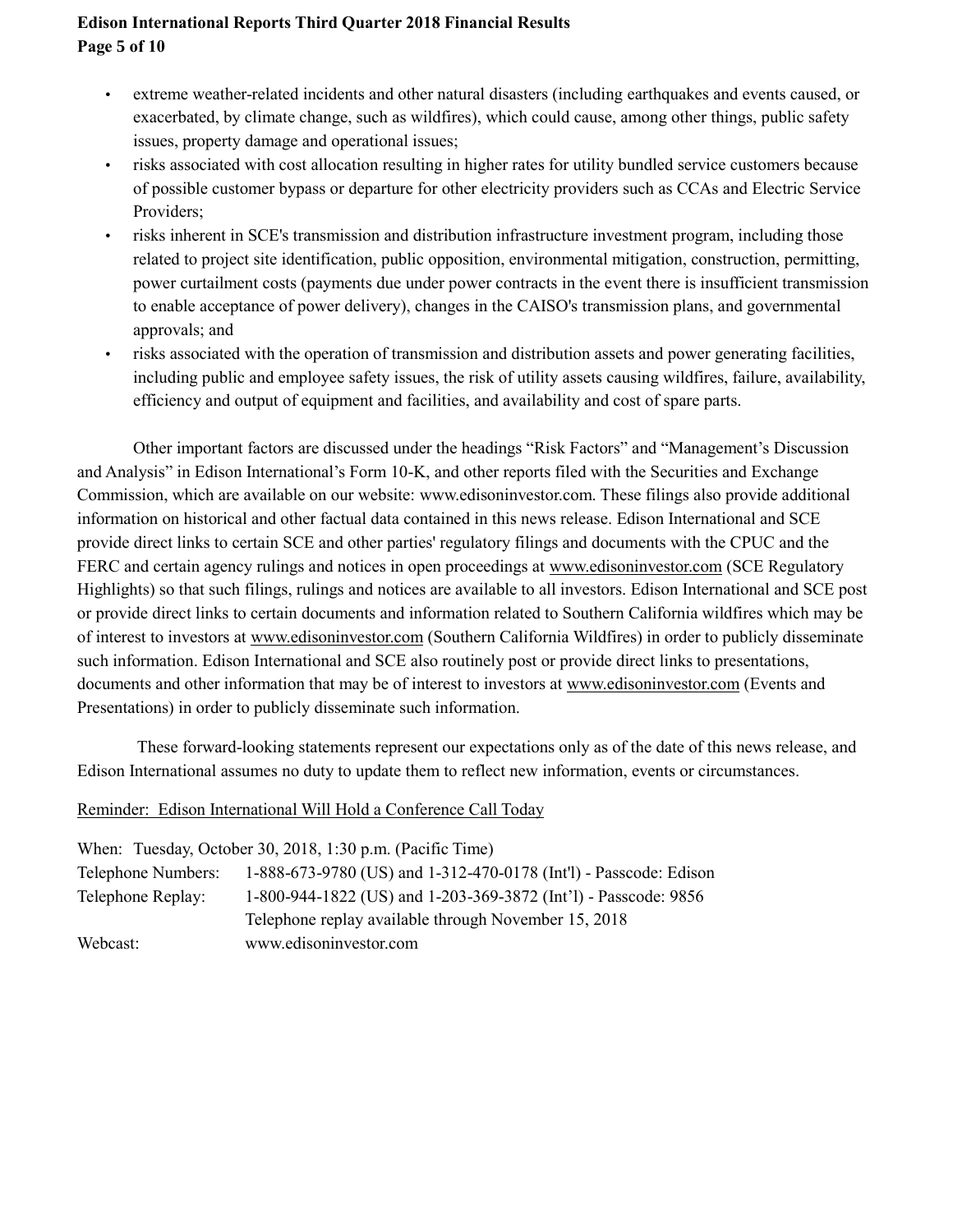- extreme weather-related incidents and other natural disasters (including earthquakes and events caused, or exacerbated, by climate change, such as wildfires), which could cause, among other things, public safety issues, property damage and operational issues;
- risks associated with cost allocation resulting in higher rates for utility bundled service customers because of possible customer bypass or departure for other electricity providers such as CCAs and Electric Service Providers;
- risks inherent in SCE's transmission and distribution infrastructure investment program, including those related to project site identification, public opposition, environmental mitigation, construction, permitting, power curtailment costs (payments due under power contracts in the event there is insufficient transmission to enable acceptance of power delivery), changes in the CAISO's transmission plans, and governmental approvals; and
- risks associated with the operation of transmission and distribution assets and power generating facilities, including public and employee safety issues, the risk of utility assets causing wildfires, failure, availability, efficiency and output of equipment and facilities, and availability and cost of spare parts.

Other important factors are discussed under the headings "Risk Factors" and "Management's Discussion and Analysis" in Edison International's Form 10-K, and other reports filed with the Securities and Exchange Commission, which are available on our website: www.edisoninvestor.com. These filings also provide additional information on historical and other factual data contained in this news release. Edison International and SCE provide direct links to certain SCE and other parties' regulatory filings and documents with the CPUC and the FERC and certain agency rulings and notices in open proceedings at www.edisoninvestor.com (SCE Regulatory Highlights) so that such filings, rulings and notices are available to all investors. Edison International and SCE post or provide direct links to certain documents and information related to Southern California wildfires which may be of interest to investors at www.edisoninvestor.com (Southern California Wildfires) in order to publicly disseminate such information. Edison International and SCE also routinely post or provide direct links to presentations, documents and other information that may be of interest to investors at www.edisoninvestor.com (Events and Presentations) in order to publicly disseminate such information.

These forward-looking statements represent our expectations only as of the date of this news release, and Edison International assumes no duty to update them to reflect new information, events or circumstances.

Reminder: Edison International Will Hold a Conference Call Today

When: Tuesday, October 30, 2018, 1:30 p.m. (Pacific Time)

Telephone Numbers: 1-888-673-9780 (US) and 1-312-470-0178 (Int'l) - Passcode: Edison

Telephone Replay: 1-800-944-1822 (US) and 1-203-369-3872 (Int'l) - Passcode: 9856
Telephone replay available through November 15, 2018

Webcast: www.edisoninvestor.com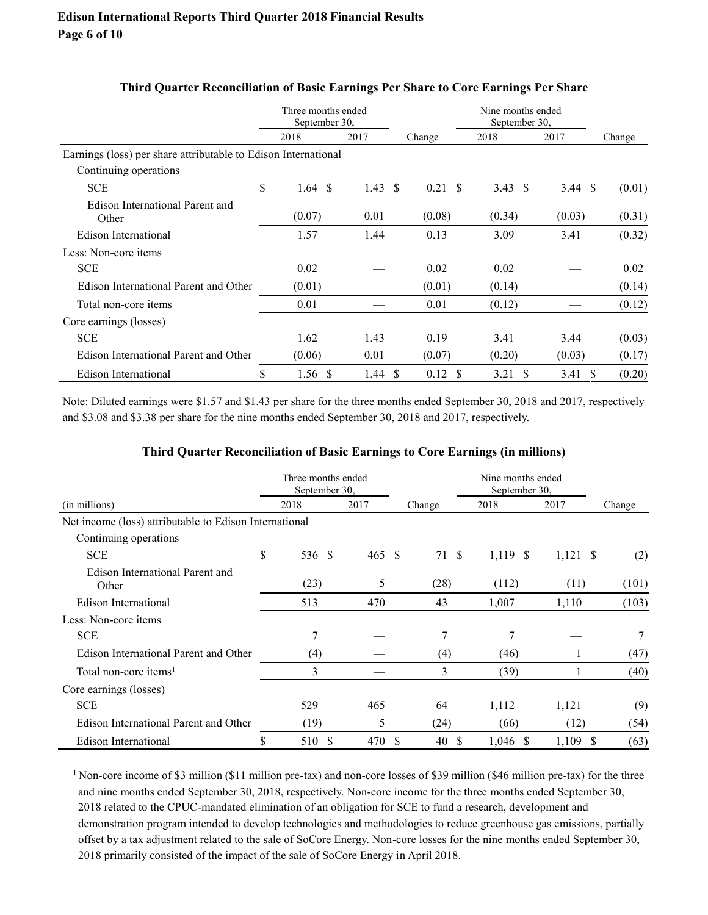### Third Quarter Reconciliation of Basic Earnings Per Share to Core Earnings Per Share

| | Three months ended September 30, | | | Nine months ended September 30, | | |
|---|---|---|---|---|---|---|
| | 2018 | 2017 | Change | 2018 | 2017 | Change |
| Earnings (loss) per share attributable to Edison International | | | | | | |
| Continuing operations | | | | | | |
| SCE | $ 1.64 | $ 1.43 | $ 0.21 | $ 3.43 | $ 3.44 | $ (0.01) |
| Edison International Parent and Other | (0.07) | 0.01 | (0.08) | (0.34) | (0.03) | (0.31) |
| Edison International | 1.57 | 1.44 | 0.13 | 3.09 | 3.41 | (0.32) |
| Less: Non-core items | | | | | | |
| SCE | 0.02 | — | 0.02 | 0.02 | — | 0.02 |
| Edison International Parent and Other | (0.01) | — | (0.01) | (0.14) | — | (0.14) |
| Total non-core items | 0.01 | — | 0.01 | (0.12) | — | (0.12) |
| Core earnings (losses) | | | | | | |
| SCE | 1.62 | 1.43 | 0.19 | 3.41 | 3.44 | (0.03) |
| Edison International Parent and Other | (0.06) | 0.01 | (0.07) | (0.20) | (0.03) | (0.17) |
| Edison International | $ 1.56 | $ 1.44 | $ 0.12 | $ 3.21 | $ 3.41 | $ (0.20) |

Note: Diluted earnings were $1.57 and $1.43 per share for the three months ended September 30, 2018 and 2017, respectively and $3.08 and $3.38 per share for the nine months ended September 30, 2018 and 2017, respectively.

### Third Quarter Reconciliation of Basic Earnings to Core Earnings (in millions)

| | Three months ended September 30, | | | Nine months ended September 30, | | |
|---|---|---|---|---|---|---|
| (in millions) | 2018 | 2017 | Change | 2018 | 2017 | Change |
| Net income (loss) attributable to Edison International | | | | | | |
| Continuing operations | | | | | | |
| SCE | $ 536 | $ 465 | $ 71 | $ 1,119 | $ 1,121 | $ (2) |
| Edison International Parent and Other | (23) | 5 | (28) | (112) | (11) | (101) |
| Edison International | 513 | 470 | 43 | 1,007 | 1,110 | (103) |
| Less: Non-core items | | | | | | |
| SCE | 7 | — | 7 | 7 | — | 7 |
| Edison International Parent and Other | (4) | — | (4) | (46) | 1 | (47) |
| Total non-core items[1] | 3 | — | 3 | (39) | 1 | (40) |
| Core earnings (losses) | | | | | | |
| SCE | 529 | 465 | 64 | 1,112 | 1,121 | (9) |
| Edison International Parent and Other | (19) | 5 | (24) | (66) | (12) | (54) |
| Edison International | $ 510 | $ 470 | $ 40 | $ 1,046 | $ 1,109 | $ (63) |

[1] Non-core income of $3 million ($11 million pre-tax) and non-core losses of $39 million ($46 million pre-tax) for the three and nine months ended September 30, 2018, respectively. Non-core income for the three months ended September 30, 2018 related to the CPUC-mandated elimination of an obligation for SCE to fund a research, development and demonstration program intended to develop technologies and methodologies to reduce greenhouse gas emissions, partially offset by a tax adjustment related to the sale of SoCore Energy. Non-core losses for the nine months ended September 30, 2018 primarily consisted of the impact of the sale of SoCore Energy in April 2018.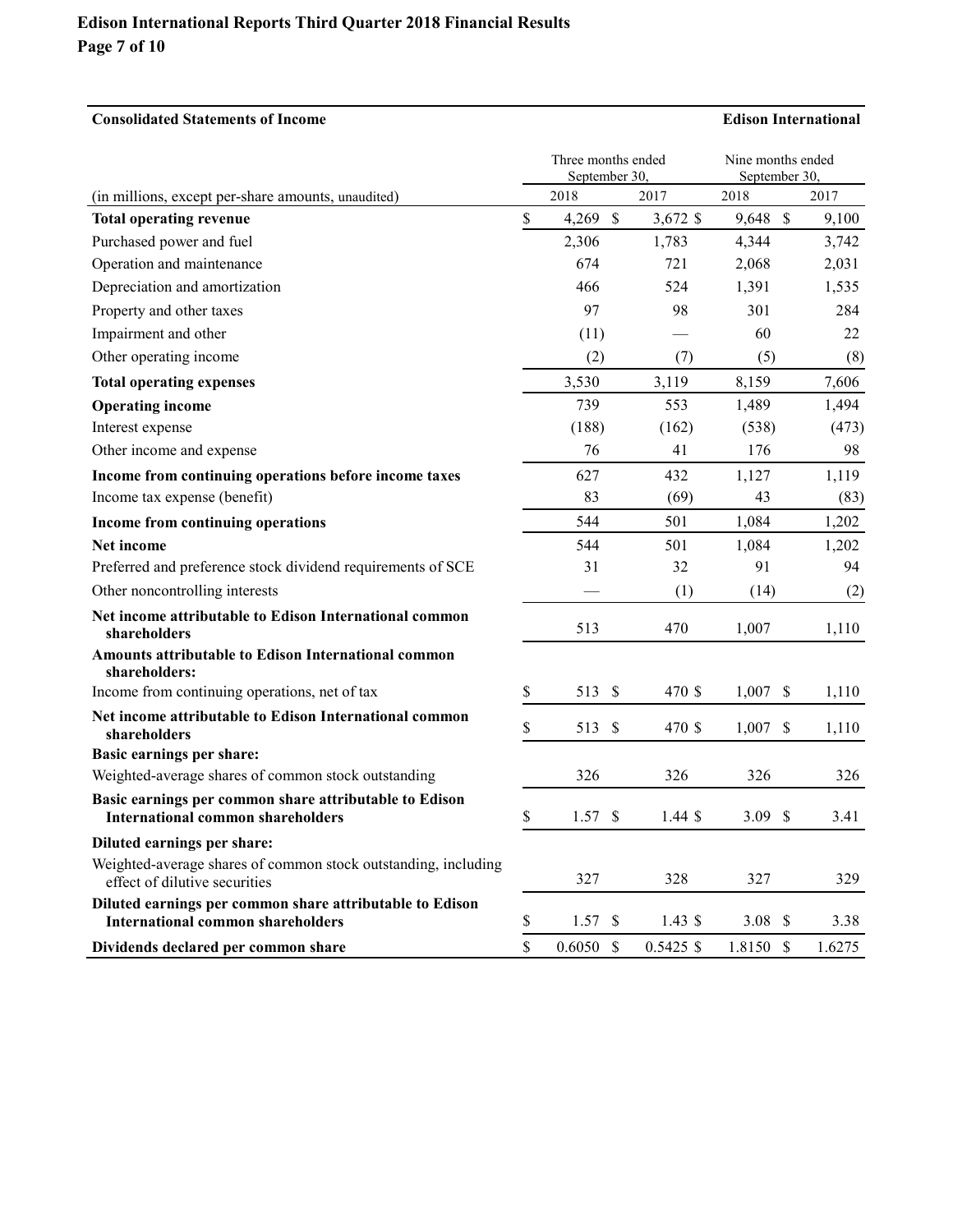## Consolidated Statements of Income

**Edison International**

| (in millions, except per-share amounts, unaudited) | Three months ended September 30, 2018 | Three months ended September 30, 2017 | Nine months ended September 30, 2018 | Nine months ended September 30, 2017 |
|---|---|---|---|---|
| **Total operating revenue** | $ 4,269 | $ 3,672 | $ 9,648 | $ 9,100 |
| Purchased power and fuel | 2,306 | 1,783 | 4,344 | 3,742 |
| Operation and maintenance | 674 | 721 | 2,068 | 2,031 |
| Depreciation and amortization | 466 | 524 | 1,391 | 1,535 |
| Property and other taxes | 97 | 98 | 301 | 284 |
| Impairment and other | (11) | — | 60 | 22 |
| Other operating income | (2) | (7) | (5) | (8) |
| **Total operating expenses** | 3,530 | 3,119 | 8,159 | 7,606 |
| **Operating income** | 739 | 553 | 1,489 | 1,494 |
| Interest expense | (188) | (162) | (538) | (473) |
| Other income and expense | 76 | 41 | 176 | 98 |
| **Income from continuing operations before income taxes** | 627 | 432 | 1,127 | 1,119 |
| Income tax expense (benefit) | 83 | (69) | 43 | (83) |
| **Income from continuing operations** | 544 | 501 | 1,084 | 1,202 |
| **Net income** | 544 | 501 | 1,084 | 1,202 |
| Preferred and preference stock dividend requirements of SCE | 31 | 32 | 91 | 94 |
| Other noncontrolling interests | — | (1) | (14) | (2) |
| **Net income attributable to Edison International common shareholders** | 513 | 470 | 1,007 | 1,110 |
| **Amounts attributable to Edison International common shareholders:** | | | | |
| Income from continuing operations, net of tax | $ 513 | $ 470 | $ 1,007 | $ 1,110 |
| **Net income attributable to Edison International common shareholders** | $ 513 | $ 470 | $ 1,007 | $ 1,110 |
| **Basic earnings per share:** | | | | |
| Weighted-average shares of common stock outstanding | 326 | 326 | 326 | 326 |
| **Basic earnings per common share attributable to Edison International common shareholders** | $ 1.57 | $ 1.44 | $ 3.09 | $ 3.41 |
| **Diluted earnings per share:** | | | | |
| Weighted-average shares of common stock outstanding, including effect of dilutive securities | 327 | 328 | 327 | 329 |
| **Diluted earnings per common share attributable to Edison International common shareholders** | $ 1.57 | $ 1.43 | $ 3.08 | $ 3.38 |
| **Dividends declared per common share** | $ 0.6050 | $ 0.5425 | $ 1.8150 | $ 1.6275 |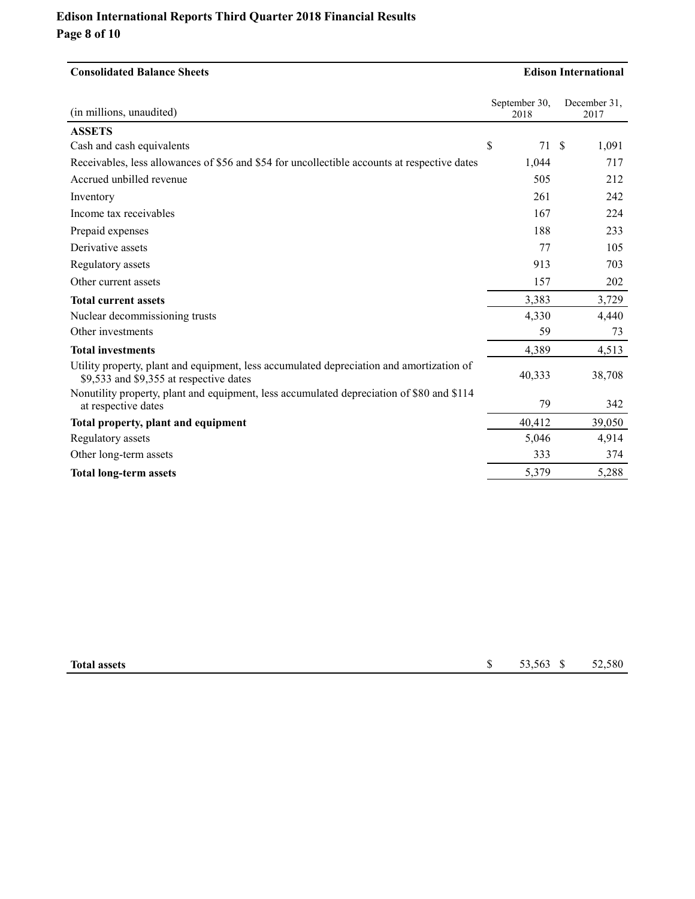| Consolidated Balance Sheets | Edison International | |
|---|---|---|
| (in millions, unaudited) | September 30, 2018 | December 31, 2017 |
| **ASSETS** | | |
| Cash and cash equivalents | $ 71 | $ 1,091 |
| Receivables, less allowances of $56 and $54 for uncollectible accounts at respective dates | 1,044 | 717 |
| Accrued unbilled revenue | 505 | 212 |
| Inventory | 261 | 242 |
| Income tax receivables | 167 | 224 |
| Prepaid expenses | 188 | 233 |
| Derivative assets | 77 | 105 |
| Regulatory assets | 913 | 703 |
| Other current assets | 157 | 202 |
| **Total current assets** | 3,383 | 3,729 |
| Nuclear decommissioning trusts | 4,330 | 4,440 |
| Other investments | 59 | 73 |
| **Total investments** | 4,389 | 4,513 |
| Utility property, plant and equipment, less accumulated depreciation and amortization of $9,533 and $9,355 at respective dates | 40,333 | 38,708 |
| Nonutility property, plant and equipment, less accumulated depreciation of $80 and $114 at respective dates | 79 | 342 |
| **Total property, plant and equipment** | 40,412 | 39,050 |
| Regulatory assets | 5,046 | 4,914 |
| Other long-term assets | 333 | 374 |
| **Total long-term assets** | 5,379 | 5,288 |
| **Total assets** | $ 53,563 | $ 52,580 |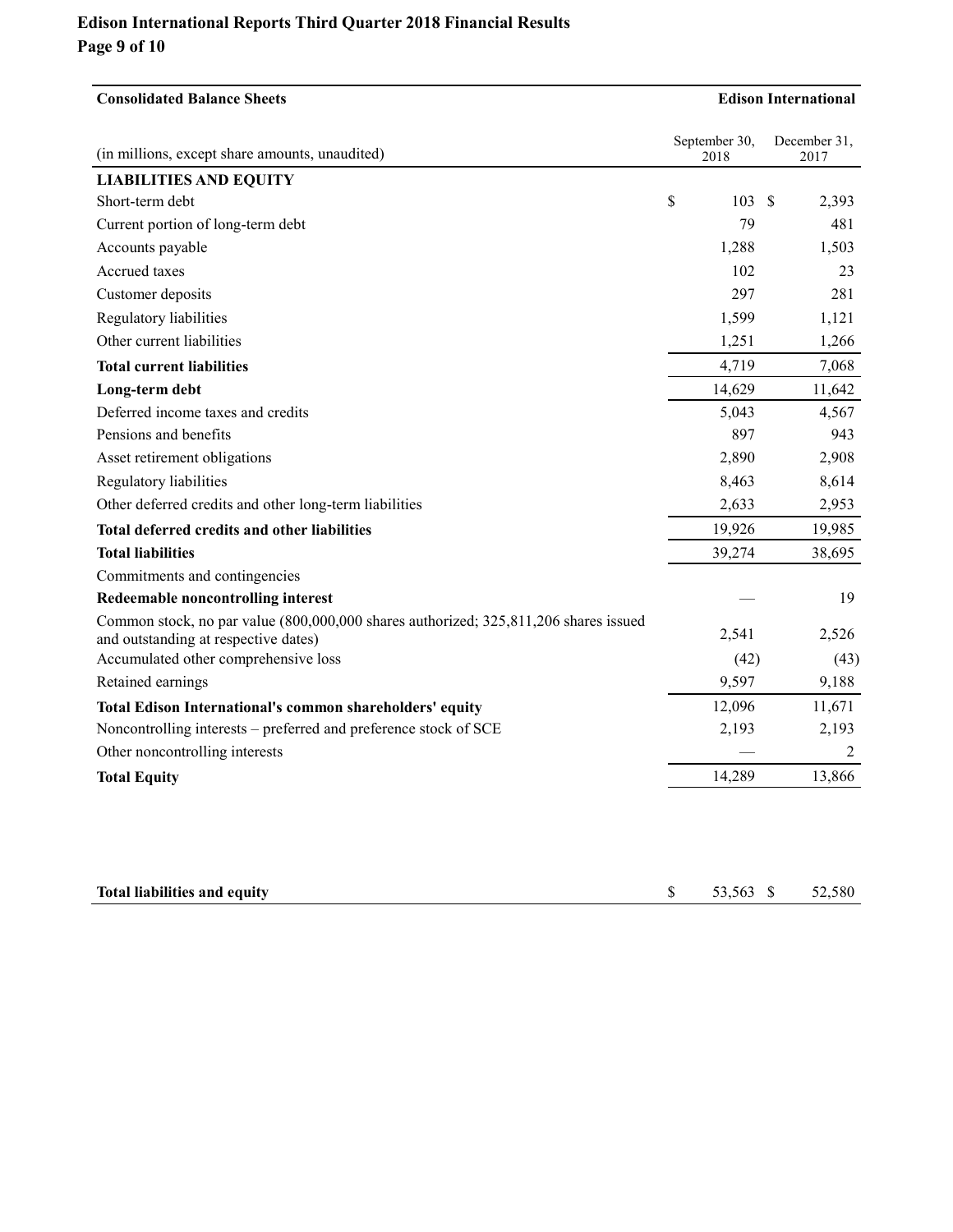**Consolidated Balance Sheets** | **Edison International**

| (in millions, except share amounts, unaudited) | September 30, 2018 | December 31, 2017 |
|---|---|---|
| **LIABILITIES AND EQUITY** | | |
| Short-term debt | $ 103 | $ 2,393 |
| Current portion of long-term debt | 79 | 481 |
| Accounts payable | 1,288 | 1,503 |
| Accrued taxes | 102 | 23 |
| Customer deposits | 297 | 281 |
| Regulatory liabilities | 1,599 | 1,121 |
| Other current liabilities | 1,251 | 1,266 |
| **Total current liabilities** | 4,719 | 7,068 |
| **Long-term debt** | 14,629 | 11,642 |
| Deferred income taxes and credits | 5,043 | 4,567 |
| Pensions and benefits | 897 | 943 |
| Asset retirement obligations | 2,890 | 2,908 |
| Regulatory liabilities | 8,463 | 8,614 |
| Other deferred credits and other long-term liabilities | 2,633 | 2,953 |
| **Total deferred credits and other liabilities** | 19,926 | 19,985 |
| **Total liabilities** | 39,274 | 38,695 |
| Commitments and contingencies | | |
| **Redeemable noncontrolling interest** | — | 19 |
| Common stock, no par value (800,000,000 shares authorized; 325,811,206 shares issued and outstanding at respective dates) | 2,541 | 2,526 |
| Accumulated other comprehensive loss | (42) | (43) |
| Retained earnings | 9,597 | 9,188 |
| **Total Edison International's common shareholders' equity** | 12,096 | 11,671 |
| Noncontrolling interests – preferred and preference stock of SCE | 2,193 | 2,193 |
| Other noncontrolling interests | — | 2 |
| **Total Equity** | 14,289 | 13,866 |
| | | |
| **Total liabilities and equity** | $ 53,563 | $ 52,580 |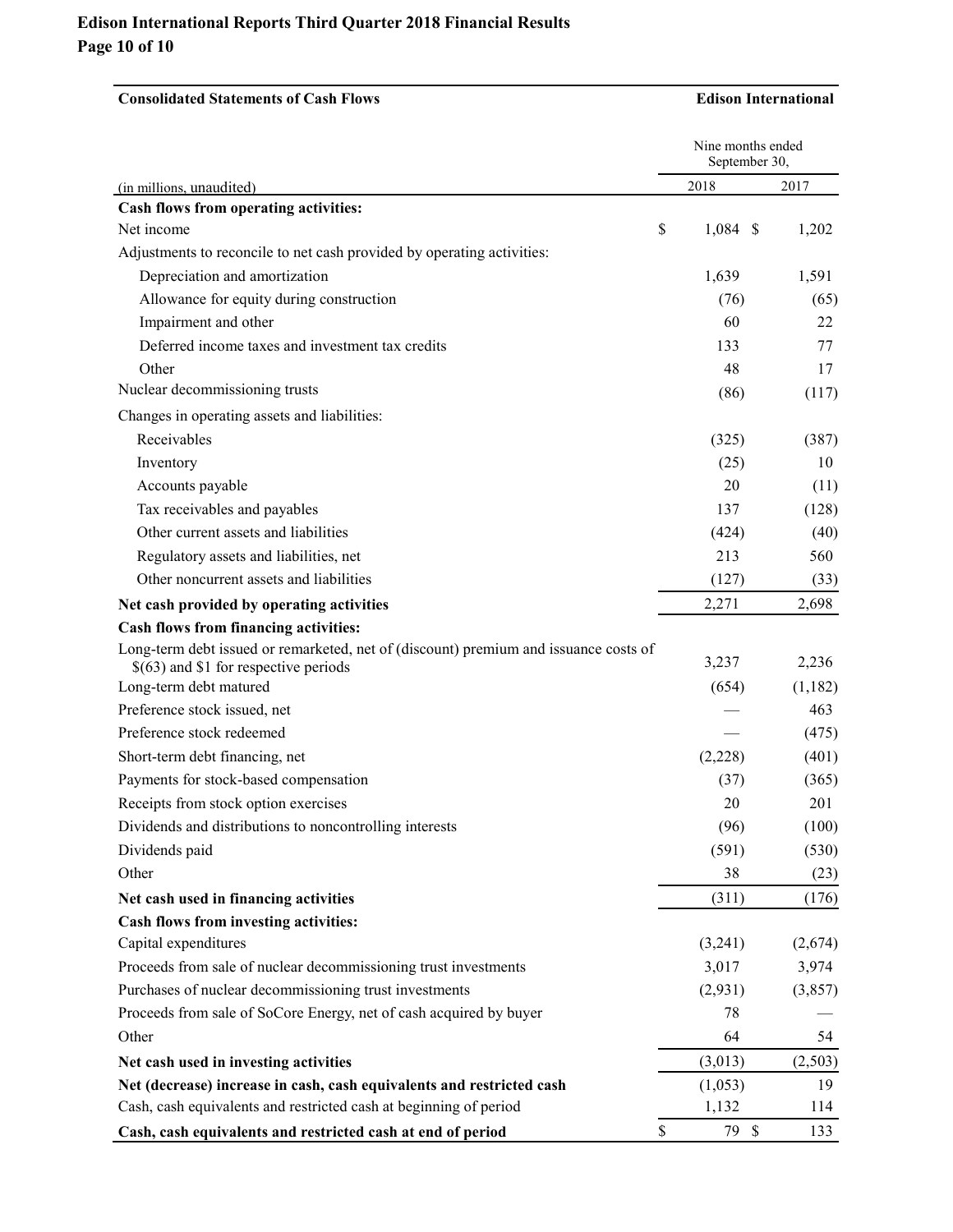| Consolidated Statements of Cash Flows | Edison International | |
|---|---|---|
| | Nine months ended September 30, | |
| (in millions, unaudited) | 2018 | 2017 |
| **Cash flows from operating activities:** | | |
| Net income | $ 1,084 | $ 1,202 |
| Adjustments to reconcile to net cash provided by operating activities: | | |
| Depreciation and amortization | 1,639 | 1,591 |
| Allowance for equity during construction | (76) | (65) |
| Impairment and other | 60 | 22 |
| Deferred income taxes and investment tax credits | 133 | 77 |
| Other | 48 | 17 |
| Nuclear decommissioning trusts | (86) | (117) |
| Changes in operating assets and liabilities: | | |
| Receivables | (325) | (387) |
| Inventory | (25) | 10 |
| Accounts payable | 20 | (11) |
| Tax receivables and payables | 137 | (128) |
| Other current assets and liabilities | (424) | (40) |
| Regulatory assets and liabilities, net | 213 | 560 |
| Other noncurrent assets and liabilities | (127) | (33) |
| **Net cash provided by operating activities** | 2,271 | 2,698 |
| **Cash flows from financing activities:** | | |
| Long-term debt issued or remarketed, net of (discount) premium and issuance costs of $(63) and $1 for respective periods | 3,237 | 2,236 |
| Long-term debt matured | (654) | (1,182) |
| Preference stock issued, net | — | 463 |
| Preference stock redeemed | — | (475) |
| Short-term debt financing, net | (2,228) | (401) |
| Payments for stock-based compensation | (37) | (365) |
| Receipts from stock option exercises | 20 | 201 |
| Dividends and distributions to noncontrolling interests | (96) | (100) |
| Dividends paid | (591) | (530) |
| Other | 38 | (23) |
| **Net cash used in financing activities** | (311) | (176) |
| **Cash flows from investing activities:** | | |
| Capital expenditures | (3,241) | (2,674) |
| Proceeds from sale of nuclear decommissioning trust investments | 3,017 | 3,974 |
| Purchases of nuclear decommissioning trust investments | (2,931) | (3,857) |
| Proceeds from sale of SoCore Energy, net of cash acquired by buyer | 78 | — |
| Other | 64 | 54 |
| **Net cash used in investing activities** | (3,013) | (2,503) |
| **Net (decrease) increase in cash, cash equivalents and restricted cash** | (1,053) | 19 |
| Cash, cash equivalents and restricted cash at beginning of period | 1,132 | 114 |
| **Cash, cash equivalents and restricted cash at end of period** | $ 79 | $ 133 |